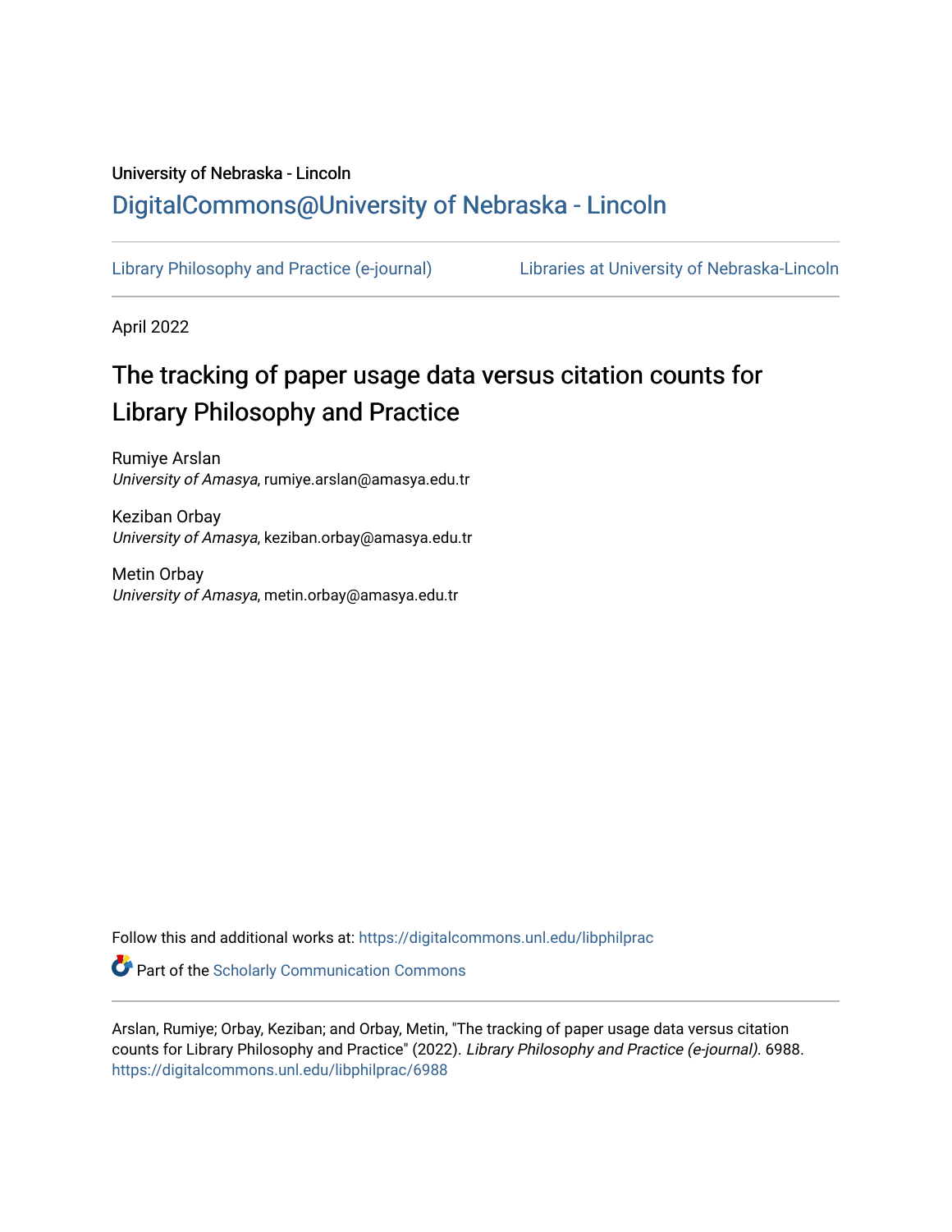University of Nebraska - Lincoln

DigitalCommons@University of Nebraska - Lincoln

Library Philosophy and Practice (e-journal)　　Libraries at University of Nebraska-Lincoln

April 2022

# The tracking of paper usage data versus citation counts for Library Philosophy and Practice

Rumiye Arslan
*University of Amasya*, rumiye.arslan@amasya.edu.tr

Keziban Orbay
*University of Amasya*, keziban.orbay@amasya.edu.tr

Metin Orbay
*University of Amasya*, metin.orbay@amasya.edu.tr

Follow this and additional works at: https://digitalcommons.unl.edu/libphilprac

Part of the Scholarly Communication Commons

Arslan, Rumiye; Orbay, Keziban; and Orbay, Metin, "The tracking of paper usage data versus citation counts for Library Philosophy and Practice" (2022). *Library Philosophy and Practice (e-journal)*. 6988.
https://digitalcommons.unl.edu/libphilprac/6988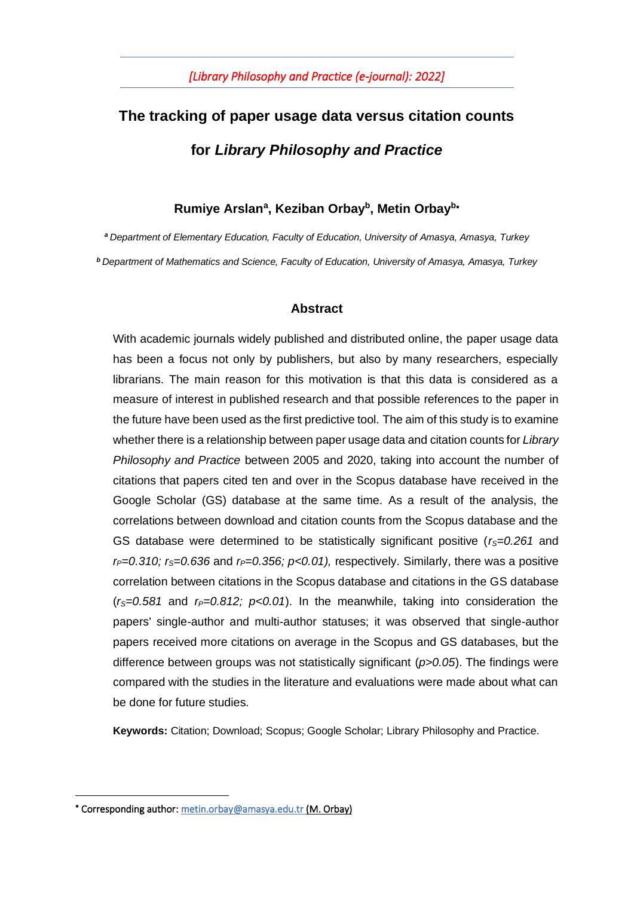# The tracking of paper usage data versus citation counts for *Library Philosophy and Practice*

**Rumiye Arslan[a], Keziban Orbay[b], Metin Orbay[b*]**

*[a] Department of Elementary Education, Faculty of Education, University of Amasya, Amasya, Turkey*

*[b] Department of Mathematics and Science, Faculty of Education, University of Amasya, Amasya, Turkey*

## Abstract

With academic journals widely published and distributed online, the paper usage data has been a focus not only by publishers, but also by many researchers, especially librarians. The main reason for this motivation is that this data is considered as a measure of interest in published research and that possible references to the paper in the future have been used as the first predictive tool. The aim of this study is to examine whether there is a relationship between paper usage data and citation counts for *Library Philosophy and Practice* between 2005 and 2020, taking into account the number of citations that papers cited ten and over in the Scopus database have received in the Google Scholar (GS) database at the same time. As a result of the analysis, the correlations between download and citation counts from the Scopus database and the GS database were determined to be statistically significant positive ($r_S=0.261$ and $r_P=0.310$; $r_S=0.636$ and $r_P=0.356$; $p<0.01$), respectively. Similarly, there was a positive correlation between citations in the Scopus database and citations in the GS database ($r_S=0.581$ and $r_P=0.812$; $p<0.01$). In the meanwhile, taking into consideration the papers' single-author and multi-author statuses; it was observed that single-author papers received more citations on average in the Scopus and GS databases, but the difference between groups was not statistically significant ($p>0.05$). The findings were compared with the studies in the literature and evaluations were made about what can be done for future studies.

**Keywords:** Citation; Download; Scopus; Google Scholar; Library Philosophy and Practice.

---

[*] Corresponding author: metin.orbay@amasya.edu.tr (M. Orbay)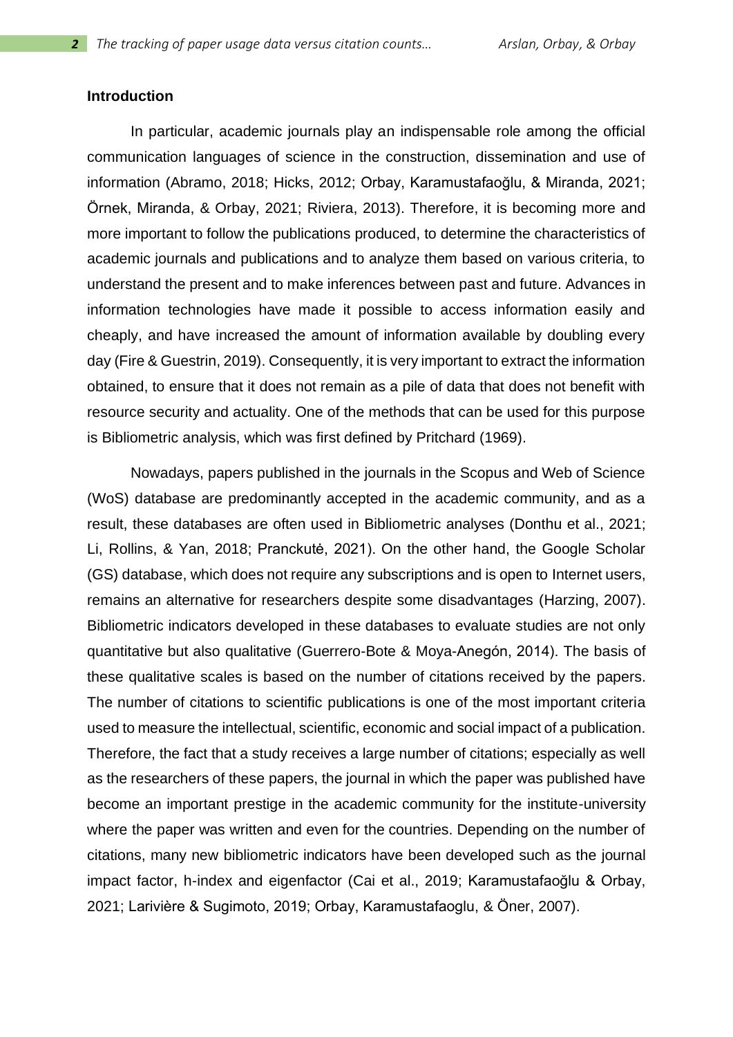## Introduction

In particular, academic journals play an indispensable role among the official communication languages of science in the construction, dissemination and use of information (Abramo, 2018; Hicks, 2012; Orbay, Karamustafaoğlu, & Miranda, 2021; Örnek, Miranda, & Orbay, 2021; Riviera, 2013). Therefore, it is becoming more and more important to follow the publications produced, to determine the characteristics of academic journals and publications and to analyze them based on various criteria, to understand the present and to make inferences between past and future. Advances in information technologies have made it possible to access information easily and cheaply, and have increased the amount of information available by doubling every day (Fire & Guestrin, 2019). Consequently, it is very important to extract the information obtained, to ensure that it does not remain as a pile of data that does not benefit with resource security and actuality. One of the methods that can be used for this purpose is Bibliometric analysis, which was first defined by Pritchard (1969).

Nowadays, papers published in the journals in the Scopus and Web of Science (WoS) database are predominantly accepted in the academic community, and as a result, these databases are often used in Bibliometric analyses (Donthu et al., 2021; Li, Rollins, & Yan, 2018; Pranckutė, 2021). On the other hand, the Google Scholar (GS) database, which does not require any subscriptions and is open to Internet users, remains an alternative for researchers despite some disadvantages (Harzing, 2007). Bibliometric indicators developed in these databases to evaluate studies are not only quantitative but also qualitative (Guerrero-Bote & Moya-Anegón, 2014). The basis of these qualitative scales is based on the number of citations received by the papers. The number of citations to scientific publications is one of the most important criteria used to measure the intellectual, scientific, economic and social impact of a publication. Therefore, the fact that a study receives a large number of citations; especially as well as the researchers of these papers, the journal in which the paper was published have become an important prestige in the academic community for the institute-university where the paper was written and even for the countries. Depending on the number of citations, many new bibliometric indicators have been developed such as the journal impact factor, h-index and eigenfactor (Cai et al., 2019; Karamustafaoğlu & Orbay, 2021; Larivière & Sugimoto, 2019; Orbay, Karamustafaoglu, & Öner, 2007).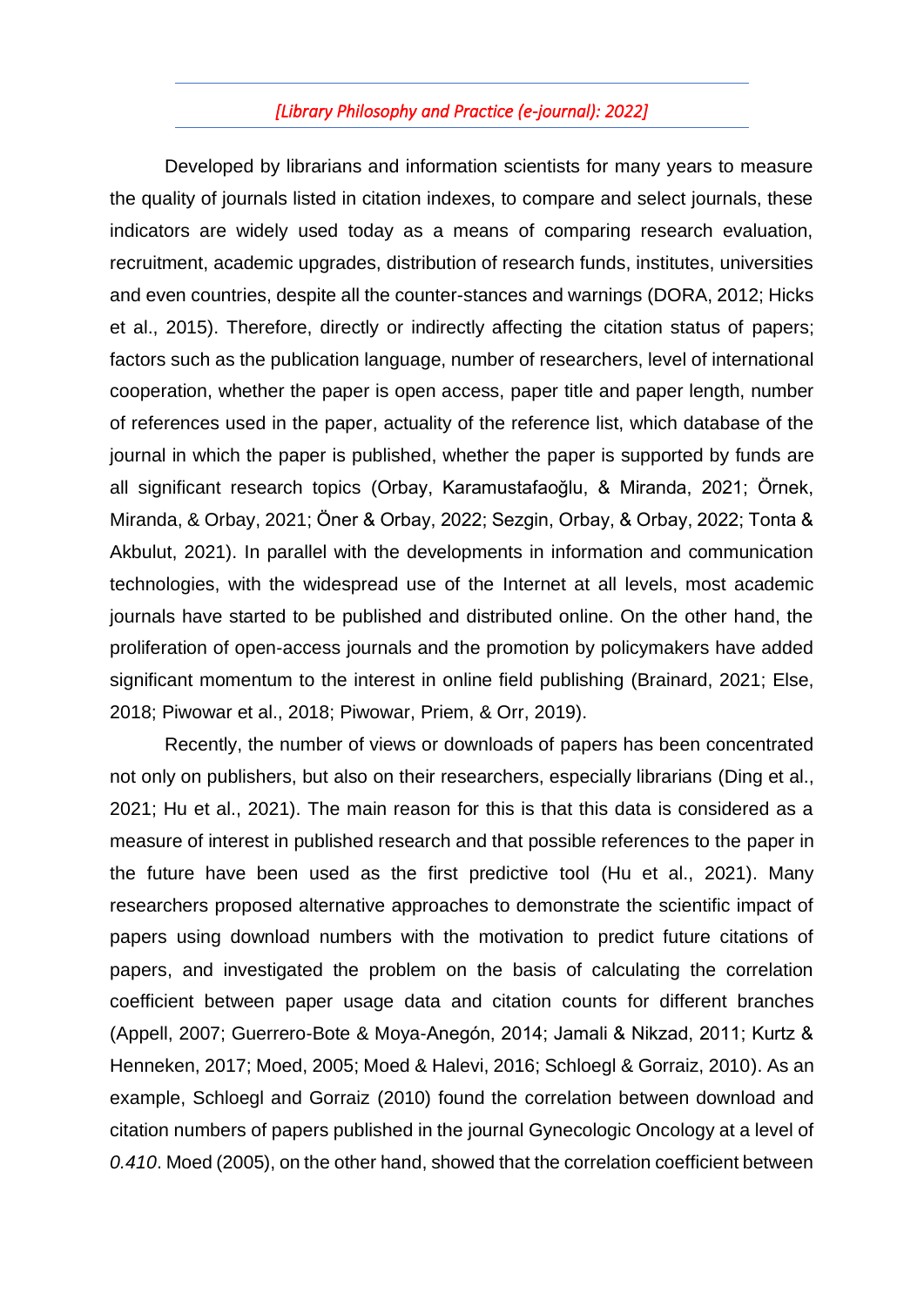Developed by librarians and information scientists for many years to measure the quality of journals listed in citation indexes, to compare and select journals, these indicators are widely used today as a means of comparing research evaluation, recruitment, academic upgrades, distribution of research funds, institutes, universities and even countries, despite all the counter-stances and warnings (DORA, 2012; Hicks et al., 2015). Therefore, directly or indirectly affecting the citation status of papers; factors such as the publication language, number of researchers, level of international cooperation, whether the paper is open access, paper title and paper length, number of references used in the paper, actuality of the reference list, which database of the journal in which the paper is published, whether the paper is supported by funds are all significant research topics (Orbay, Karamustafaoğlu, & Miranda, 2021; Örnek, Miranda, & Orbay, 2021; Öner & Orbay, 2022; Sezgin, Orbay, & Orbay, 2022; Tonta & Akbulut, 2021). In parallel with the developments in information and communication technologies, with the widespread use of the Internet at all levels, most academic journals have started to be published and distributed online. On the other hand, the proliferation of open-access journals and the promotion by policymakers have added significant momentum to the interest in online field publishing (Brainard, 2021; Else, 2018; Piwowar et al., 2018; Piwowar, Priem, & Orr, 2019).

Recently, the number of views or downloads of papers has been concentrated not only on publishers, but also on their researchers, especially librarians (Ding et al., 2021; Hu et al., 2021). The main reason for this is that this data is considered as a measure of interest in published research and that possible references to the paper in the future have been used as the first predictive tool (Hu et al., 2021). Many researchers proposed alternative approaches to demonstrate the scientific impact of papers using download numbers with the motivation to predict future citations of papers, and investigated the problem on the basis of calculating the correlation coefficient between paper usage data and citation counts for different branches (Appell, 2007; Guerrero-Bote & Moya-Anegón, 2014; Jamali & Nikzad, 2011; Kurtz & Henneken, 2017; Moed, 2005; Moed & Halevi, 2016; Schloegl & Gorraiz, 2010). As an example, Schloegl and Gorraiz (2010) found the correlation between download and citation numbers of papers published in the journal Gynecologic Oncology at a level of *0.410*. Moed (2005), on the other hand, showed that the correlation coefficient between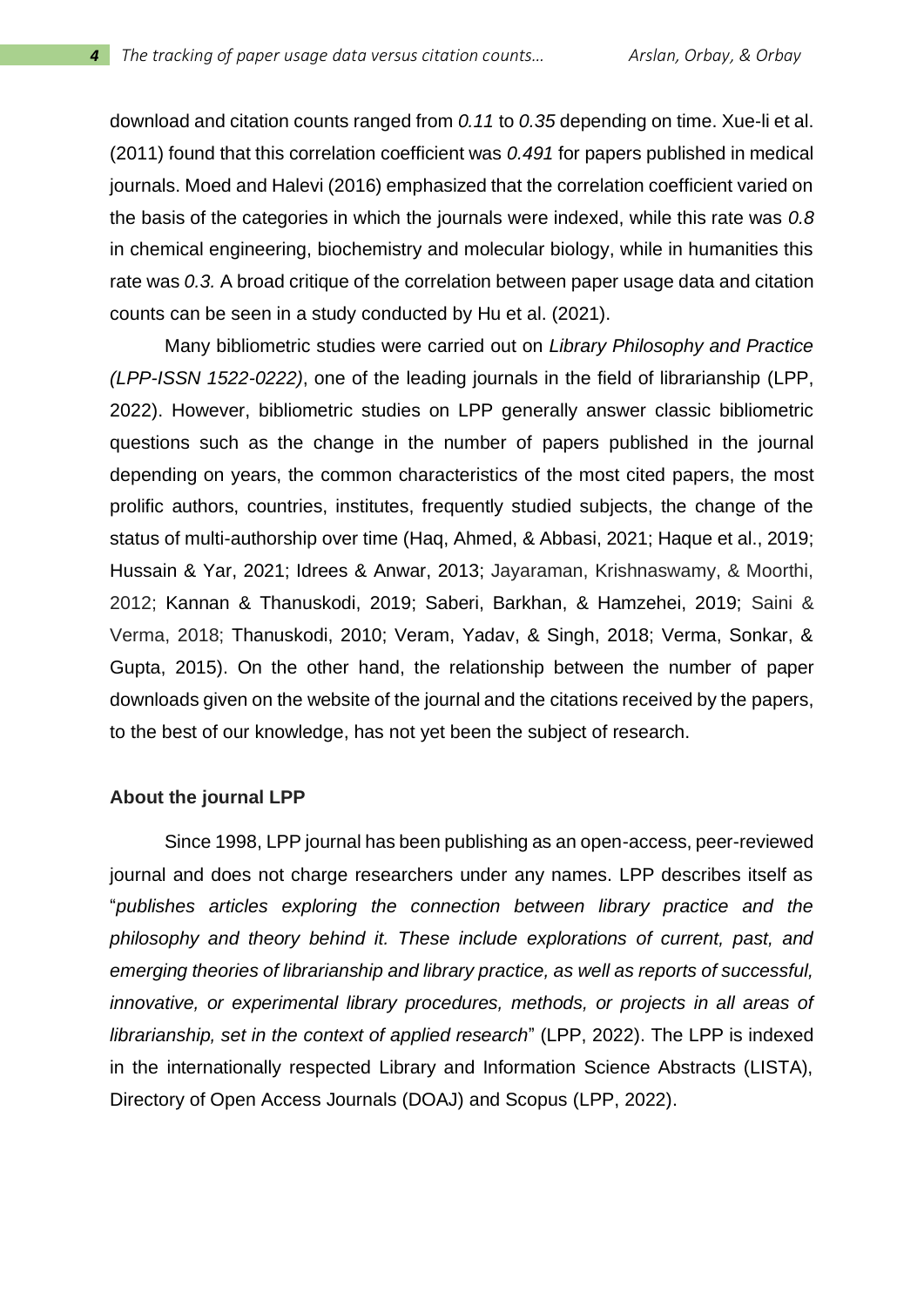download and citation counts ranged from *0.11* to *0.35* depending on time. Xue-li et al. (2011) found that this correlation coefficient was *0.491* for papers published in medical journals. Moed and Halevi (2016) emphasized that the correlation coefficient varied on the basis of the categories in which the journals were indexed, while this rate was *0.8* in chemical engineering, biochemistry and molecular biology, while in humanities this rate was *0.3.* A broad critique of the correlation between paper usage data and citation counts can be seen in a study conducted by Hu et al. (2021).

Many bibliometric studies were carried out on *Library Philosophy and Practice (LPP-ISSN 1522-0222)*, one of the leading journals in the field of librarianship (LPP, 2022). However, bibliometric studies on LPP generally answer classic bibliometric questions such as the change in the number of papers published in the journal depending on years, the common characteristics of the most cited papers, the most prolific authors, countries, institutes, frequently studied subjects, the change of the status of multi-authorship over time (Haq, Ahmed, & Abbasi, 2021; Haque et al., 2019; Hussain & Yar, 2021; Idrees & Anwar, 2013; Jayaraman, Krishnaswamy, & Moorthi, 2012; Kannan & Thanuskodi, 2019; Saberi, Barkhan, & Hamzehei, 2019; Saini & Verma, 2018; Thanuskodi, 2010; Veram, Yadav, & Singh, 2018; Verma, Sonkar, & Gupta, 2015). On the other hand, the relationship between the number of paper downloads given on the website of the journal and the citations received by the papers, to the best of our knowledge, has not yet been the subject of research.

### About the journal LPP

Since 1998, LPP journal has been publishing as an open-access, peer-reviewed journal and does not charge researchers under any names. LPP describes itself as "*publishes articles exploring the connection between library practice and the philosophy and theory behind it. These include explorations of current, past, and emerging theories of librarianship and library practice, as well as reports of successful, innovative, or experimental library procedures, methods, or projects in all areas of librarianship, set in the context of applied research*" (LPP, 2022). The LPP is indexed in the internationally respected Library and Information Science Abstracts (LISTA), Directory of Open Access Journals (DOAJ) and Scopus (LPP, 2022).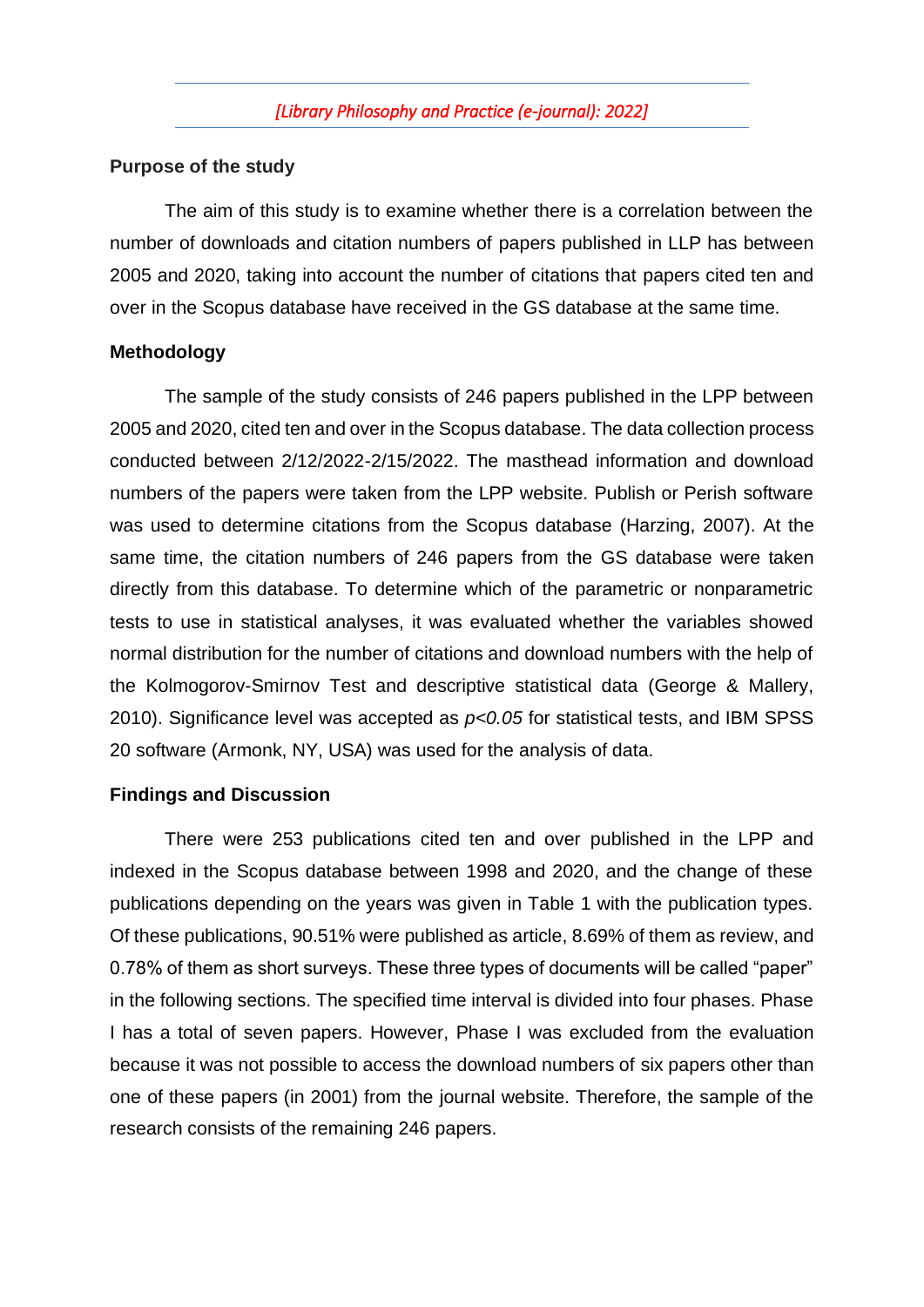## Purpose of the study

The aim of this study is to examine whether there is a correlation between the number of downloads and citation numbers of papers published in LLP has between 2005 and 2020, taking into account the number of citations that papers cited ten and over in the Scopus database have received in the GS database at the same time.

## Methodology

The sample of the study consists of 246 papers published in the LPP between 2005 and 2020, cited ten and over in the Scopus database. The data collection process conducted between 2/12/2022-2/15/2022. The masthead information and download numbers of the papers were taken from the LPP website. Publish or Perish software was used to determine citations from the Scopus database (Harzing, 2007). At the same time, the citation numbers of 246 papers from the GS database were taken directly from this database. To determine which of the parametric or nonparametric tests to use in statistical analyses, it was evaluated whether the variables showed normal distribution for the number of citations and download numbers with the help of the Kolmogorov-Smirnov Test and descriptive statistical data (George & Mallery, 2010). Significance level was accepted as $p<0.05$ for statistical tests, and IBM SPSS 20 software (Armonk, NY, USA) was used for the analysis of data.

## Findings and Discussion

There were 253 publications cited ten and over published in the LPP and indexed in the Scopus database between 1998 and 2020, and the change of these publications depending on the years was given in Table 1 with the publication types. Of these publications, 90.51% were published as article, 8.69% of them as review, and 0.78% of them as short surveys. These three types of documents will be called "paper" in the following sections. The specified time interval is divided into four phases. Phase I has a total of seven papers. However, Phase I was excluded from the evaluation because it was not possible to access the download numbers of six papers other than one of these papers (in 2001) from the journal website. Therefore, the sample of the research consists of the remaining 246 papers.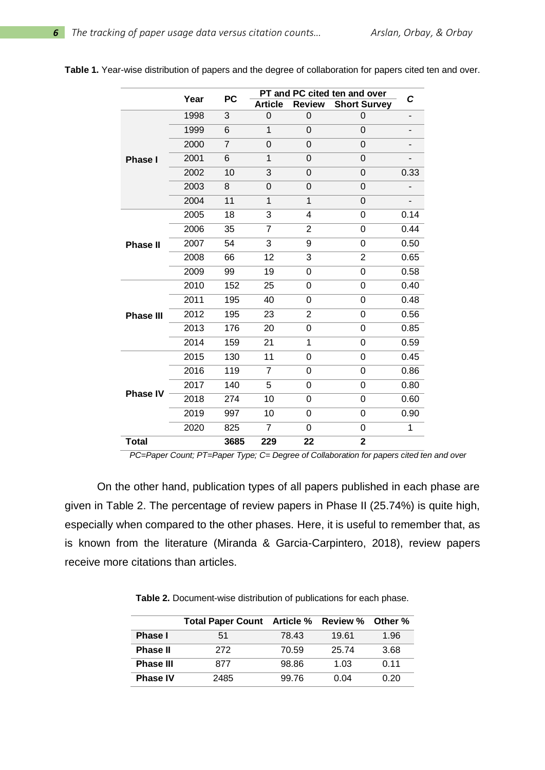**Table 1.** Year-wise distribution of papers and the degree of collaboration for papers cited ten and over.

| | Year | PC | PT and PC cited ten and over | | | C |
|---|---|---|---|---|---|---|
| | | | Article | Review | Short Survey | |
| **Phase I** | 1998 | 3 | 0 | 0 | 0 | - |
| | 1999 | 6 | 1 | 0 | 0 | - |
| | 2000 | 7 | 0 | 0 | 0 | - |
| | 2001 | 6 | 1 | 0 | 0 | - |
| | 2002 | 10 | 3 | 0 | 0 | 0.33 |
| | 2003 | 8 | 0 | 0 | 0 | - |
| | 2004 | 11 | 1 | 1 | 0 | - |
| **Phase II** | 2005 | 18 | 3 | 4 | 0 | 0.14 |
| | 2006 | 35 | 7 | 2 | 0 | 0.44 |
| | 2007 | 54 | 3 | 9 | 0 | 0.50 |
| | 2008 | 66 | 12 | 3 | 2 | 0.65 |
| | 2009 | 99 | 19 | 0 | 0 | 0.58 |
| **Phase III** | 2010 | 152 | 25 | 0 | 0 | 0.40 |
| | 2011 | 195 | 40 | 0 | 0 | 0.48 |
| | 2012 | 195 | 23 | 2 | 0 | 0.56 |
| | 2013 | 176 | 20 | 0 | 0 | 0.85 |
| | 2014 | 159 | 21 | 1 | 0 | 0.59 |
| **Phase IV** | 2015 | 130 | 11 | 0 | 0 | 0.45 |
| | 2016 | 119 | 7 | 0 | 0 | 0.86 |
| | 2017 | 140 | 5 | 0 | 0 | 0.80 |
| | 2018 | 274 | 10 | 0 | 0 | 0.60 |
| | 2019 | 997 | 10 | 0 | 0 | 0.90 |
| | 2020 | 825 | 7 | 0 | 0 | 1 |
| **Total** | | **3685** | **229** | **22** | **2** | |

*PC=Paper Count; PT=Paper Type; C= Degree of Collaboration for papers cited ten and over*

On the other hand, publication types of all papers published in each phase are given in Table 2. The percentage of review papers in Phase II (25.74%) is quite high, especially when compared to the other phases. Here, it is useful to remember that, as is known from the literature (Miranda & Garcia-Carpintero, 2018), review papers receive more citations than articles.

**Table 2.** Document-wise distribution of publications for each phase.

| | Total Paper Count | Article % | Review % | Other % |
|---|---|---|---|---|
| **Phase I** | 51 | 78.43 | 19.61 | 1.96 |
| **Phase II** | 272 | 70.59 | 25.74 | 3.68 |
| **Phase III** | 877 | 98.86 | 1.03 | 0.11 |
| **Phase IV** | 2485 | 99.76 | 0.04 | 0.20 |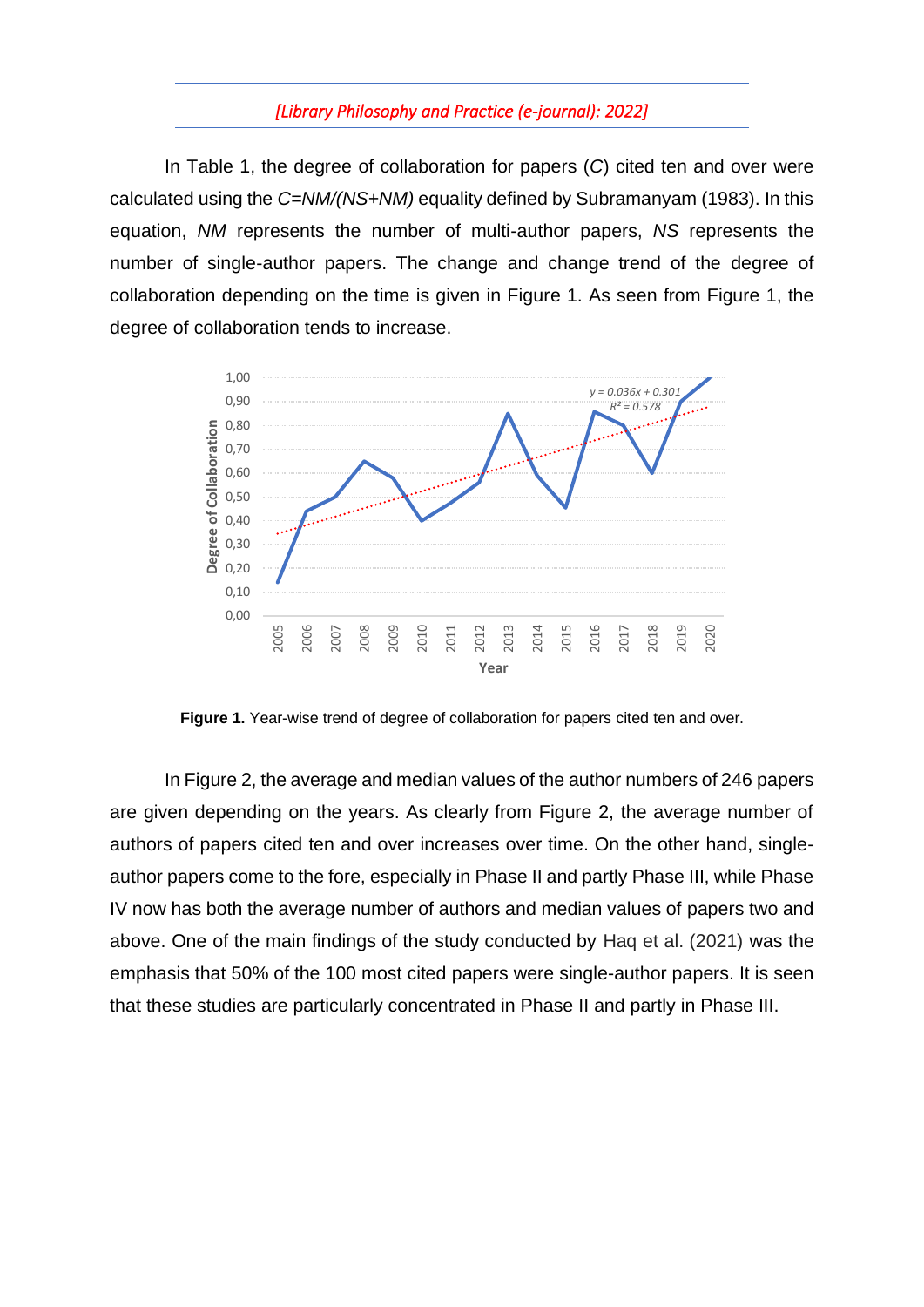In Table 1, the degree of collaboration for papers (*C*) cited ten and over were calculated using the *C=NM/(NS+NM)* equality defined by Subramanyam (1983). In this equation, *NM* represents the number of multi-author papers, *NS* represents the number of single-author papers. The change and change trend of the degree of collaboration depending on the time is given in Figure 1. As seen from Figure 1, the degree of collaboration tends to increase.

**Figure 1.** Year-wise trend of degree of collaboration for papers cited ten and over.

In Figure 2, the average and median values of the author numbers of 246 papers are given depending on the years. As clearly from Figure 2, the average number of authors of papers cited ten and over increases over time. On the other hand, single-author papers come to the fore, especially in Phase II and partly Phase III, while Phase IV now has both the average number of authors and median values of papers two and above. One of the main findings of the study conducted by Haq et al. (2021) was the emphasis that 50% of the 100 most cited papers were single-author papers. It is seen that these studies are particularly concentrated in Phase II and partly in Phase III.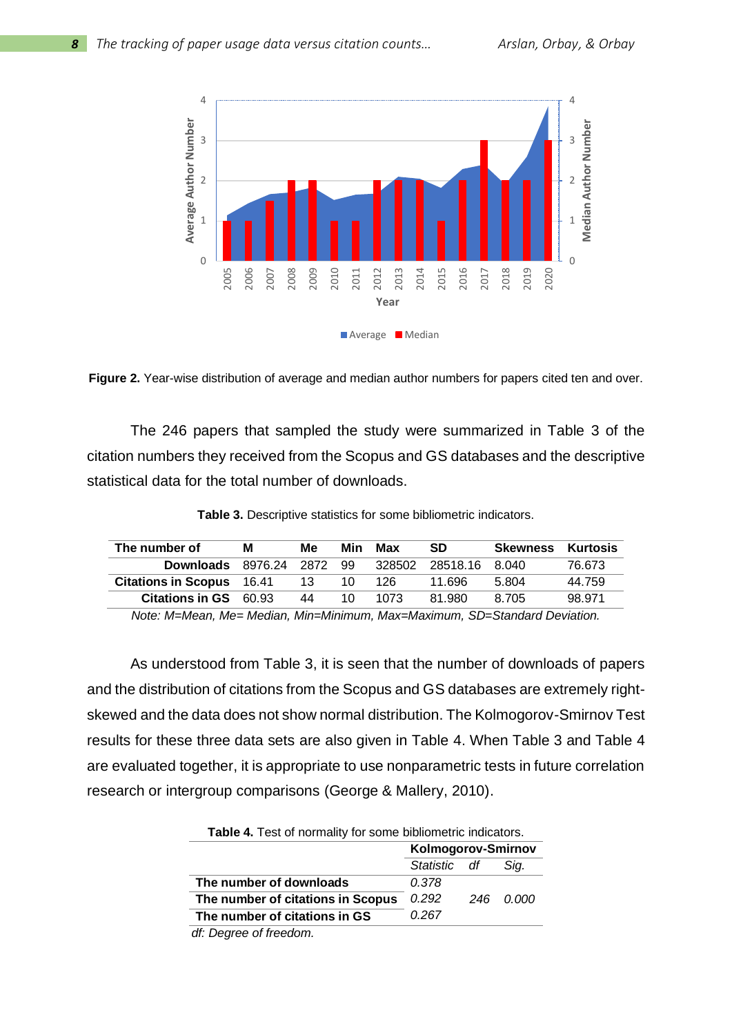**Figure 2.** Year-wise distribution of average and median author numbers for papers cited ten and over.

The 246 papers that sampled the study were summarized in Table 3 of the citation numbers they received from the Scopus and GS databases and the descriptive statistical data for the total number of downloads.

**Table 3.** Descriptive statistics for some bibliometric indicators.

| The number of | M | Me | Min | Max | SD | Skewness | Kurtosis |
|---|---|---|---|---|---|---|---|
| **Downloads** | 8976.24 | 2872 | 99 | 328502 | 28518.16 | 8.040 | 76.673 |
| **Citations in Scopus** | 16.41 | 13 | 10 | 126 | 11.696 | 5.804 | 44.759 |
| **Citations in GS** | 60.93 | 44 | 10 | 1073 | 81.980 | 8.705 | 98.971 |

*Note: M=Mean, Me= Median, Min=Minimum, Max=Maximum, SD=Standard Deviation.*

As understood from Table 3, it is seen that the number of downloads of papers and the distribution of citations from the Scopus and GS databases are extremely right-skewed and the data does not show normal distribution. The Kolmogorov-Smirnov Test results for these three data sets are also given in Table 4. When Table 3 and Table 4 are evaluated together, it is appropriate to use nonparametric tests in future correlation research or intergroup comparisons (George & Mallery, 2010).

**Table 4.** Test of normality for some bibliometric indicators.

| | Kolmogorov-Smirnov | | |
|---|---|---|---|
| | *Statistic* | *df* | *Sig.* |
| **The number of downloads** | *0.378* | | |
| **The number of citations in Scopus** | *0.292* | *246* | *0.000* |
| **The number of citations in GS** | *0.267* | | |

*df: Degree of freedom.*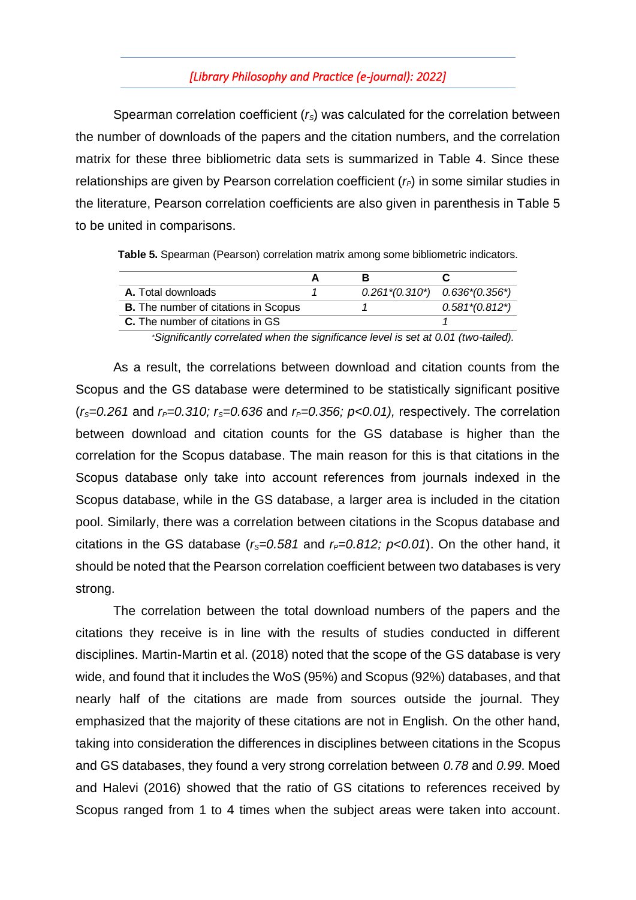Spearman correlation coefficient ($r_S$) was calculated for the correlation between the number of downloads of the papers and the citation numbers, and the correlation matrix for these three bibliometric data sets is summarized in Table 4. Since these relationships are given by Pearson correlation coefficient ($r_P$) in some similar studies in the literature, Pearson correlation coefficients are also given in parenthesis in Table 5 to be united in comparisons.

**Table 5.** Spearman (Pearson) correlation matrix among some bibliometric indicators.

| | A | B | C |
|---|---|---|---|
| **A.** Total downloads | *1* | *0.261\*(0.310\*)* | *0.636\*(0.356\*)* |
| **B.** The number of citations in Scopus | | *1* | *0.581\*(0.812\*)* |
| **C.** The number of citations in GS | | | *1* |

*\*Significantly correlated when the significance level is set at 0.01 (two-tailed).*

As a result, the correlations between download and citation counts from the Scopus and the GS database were determined to be statistically significant positive ($r_S$=0.261 and $r_P$=0.310; $r_S$=0.636 and $r_P$=0.356; $p$<0.01), respectively. The correlation between download and citation counts for the GS database is higher than the correlation for the Scopus database. The main reason for this is that citations in the Scopus database only take into account references from journals indexed in the Scopus database, while in the GS database, a larger area is included in the citation pool. Similarly, there was a correlation between citations in the Scopus database and citations in the GS database ($r_S$=0.581 and $r_P$=0.812; $p$<0.01). On the other hand, it should be noted that the Pearson correlation coefficient between two databases is very strong.

The correlation between the total download numbers of the papers and the citations they receive is in line with the results of studies conducted in different disciplines. Martin-Martin et al. (2018) noted that the scope of the GS database is very wide, and found that it includes the WoS (95%) and Scopus (92%) databases, and that nearly half of the citations are made from sources outside the journal. They emphasized that the majority of these citations are not in English. On the other hand, taking into consideration the differences in disciplines between citations in the Scopus and GS databases, they found a very strong correlation between *0.78* and *0.99*. Moed and Halevi (2016) showed that the ratio of GS citations to references received by Scopus ranged from 1 to 4 times when the subject areas were taken into account.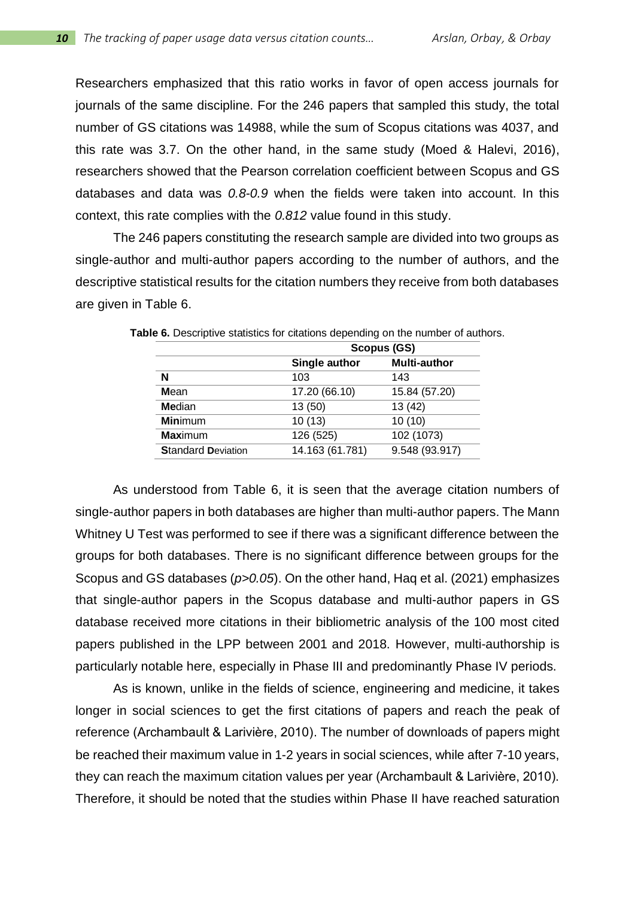Researchers emphasized that this ratio works in favor of open access journals for journals of the same discipline. For the 246 papers that sampled this study, the total number of GS citations was 14988, while the sum of Scopus citations was 4037, and this rate was 3.7. On the other hand, in the same study (Moed & Halevi, 2016), researchers showed that the Pearson correlation coefficient between Scopus and GS databases and data was *0.8-0.9* when the fields were taken into account. In this context, this rate complies with the *0.812* value found in this study.

The 246 papers constituting the research sample are divided into two groups as single-author and multi-author papers according to the number of authors, and the descriptive statistical results for the citation numbers they receive from both databases are given in Table 6.

**Table 6.** Descriptive statistics for citations depending on the number of authors.

| | **Scopus (GS)** | |
|---|---|---|
| | **Single author** | **Multi-author** |
| **N** | 103 | 143 |
| **M**ean | 17.20 (66.10) | 15.84 (57.20) |
| **Me**dian | 13 (50) | 13 (42) |
| **Min**imum | 10 (13) | 10 (10) |
| **Max**imum | 126 (525) | 102 (1073) |
| **S**tandard **D**eviation | 14.163 (61.781) | 9.548 (93.917) |

As understood from Table 6, it is seen that the average citation numbers of single-author papers in both databases are higher than multi-author papers. The Mann Whitney U Test was performed to see if there was a significant difference between the groups for both databases. There is no significant difference between groups for the Scopus and GS databases ($p>0.05$). On the other hand, Haq et al. (2021) emphasizes that single-author papers in the Scopus database and multi-author papers in GS database received more citations in their bibliometric analysis of the 100 most cited papers published in the LPP between 2001 and 2018. However, multi-authorship is particularly notable here, especially in Phase III and predominantly Phase IV periods.

As is known, unlike in the fields of science, engineering and medicine, it takes longer in social sciences to get the first citations of papers and reach the peak of reference (Archambault & Larivière, 2010). The number of downloads of papers might be reached their maximum value in 1-2 years in social sciences, while after 7-10 years, they can reach the maximum citation values per year (Archambault & Larivière, 2010). Therefore, it should be noted that the studies within Phase II have reached saturation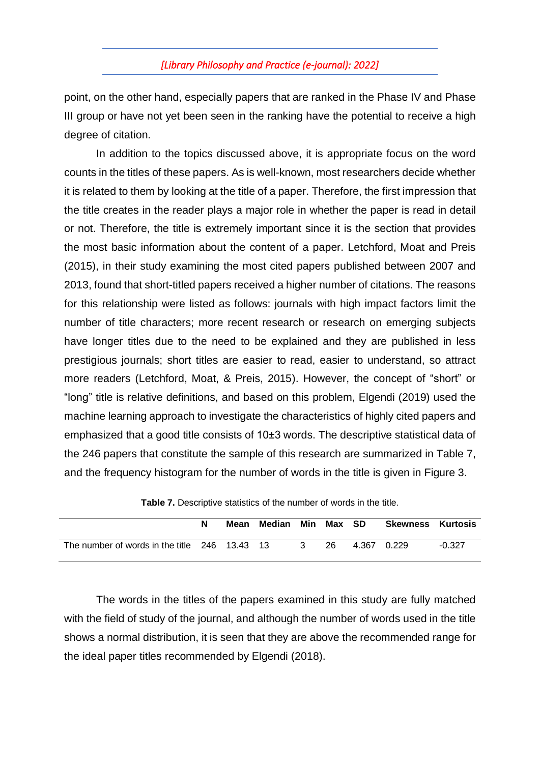point, on the other hand, especially papers that are ranked in the Phase IV and Phase III group or have not yet been seen in the ranking have the potential to receive a high degree of citation.

In addition to the topics discussed above, it is appropriate focus on the word counts in the titles of these papers. As is well-known, most researchers decide whether it is related to them by looking at the title of a paper. Therefore, the first impression that the title creates in the reader plays a major role in whether the paper is read in detail or not. Therefore, the title is extremely important since it is the section that provides the most basic information about the content of a paper. Letchford, Moat and Preis (2015), in their study examining the most cited papers published between 2007 and 2013, found that short-titled papers received a higher number of citations. The reasons for this relationship were listed as follows: journals with high impact factors limit the number of title characters; more recent research or research on emerging subjects have longer titles due to the need to be explained and they are published in less prestigious journals; short titles are easier to read, easier to understand, so attract more readers (Letchford, Moat, & Preis, 2015). However, the concept of "short" or "long" title is relative definitions, and based on this problem, Elgendi (2019) used the machine learning approach to investigate the characteristics of highly cited papers and emphasized that a good title consists of 10±3 words. The descriptive statistical data of the 246 papers that constitute the sample of this research are summarized in Table 7, and the frequency histogram for the number of words in the title is given in Figure 3.

**Table 7.** Descriptive statistics of the number of words in the title.

| | N | Mean | Median | Min | Max | SD | Skewness | Kurtosis |
|---|---|---|---|---|---|---|---|---|
| The number of words in the title | 246 | 13.43 | 13 | 3 | 26 | 4.367 | 0.229 | -0.327 |

The words in the titles of the papers examined in this study are fully matched with the field of study of the journal, and although the number of words used in the title shows a normal distribution, it is seen that they are above the recommended range for the ideal paper titles recommended by Elgendi (2018).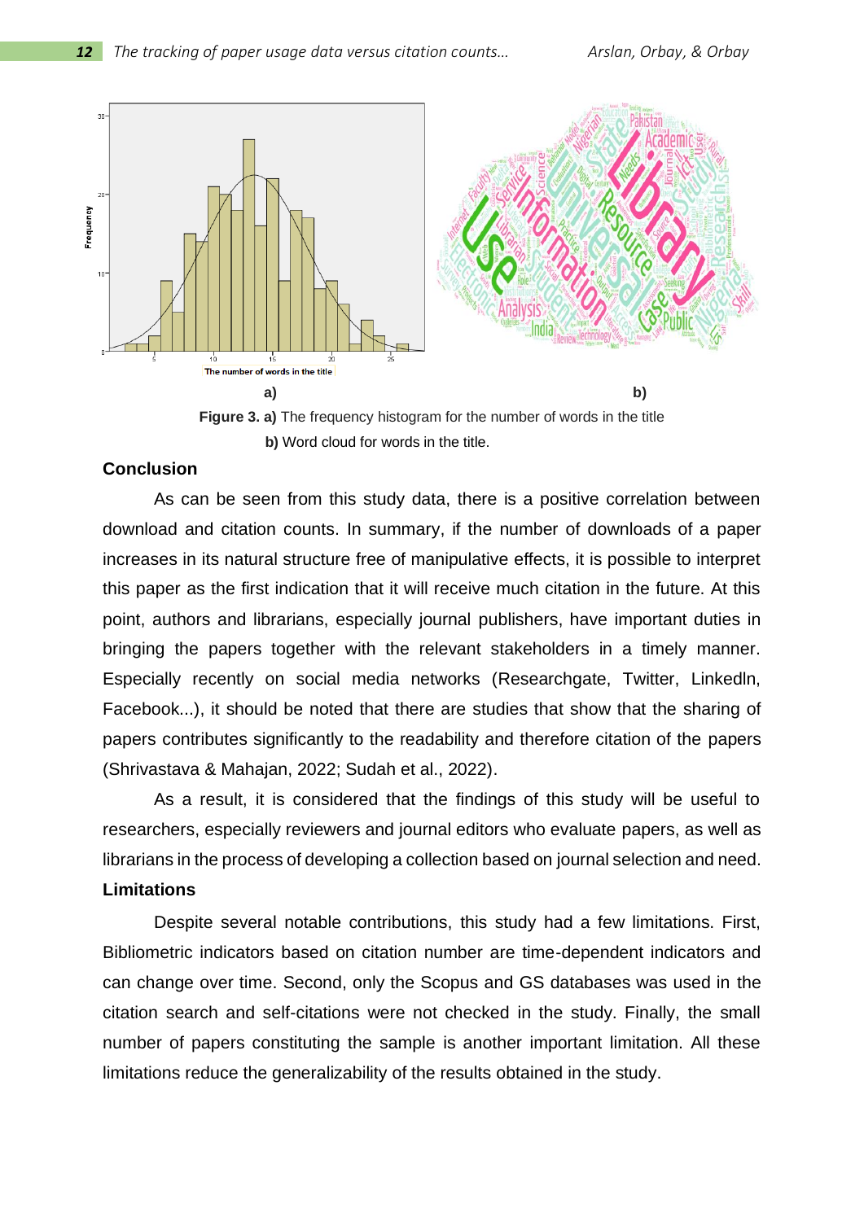**Figure 3. a)** The frequency histogram for the number of words in the title

**b)** Word cloud for words in the title.

**Conclusion**

As can be seen from this study data, there is a positive correlation between download and citation counts. In summary, if the number of downloads of a paper increases in its natural structure free of manipulative effects, it is possible to interpret this paper as the first indication that it will receive much citation in the future. At this point, authors and librarians, especially journal publishers, have important duties in bringing the papers together with the relevant stakeholders in a timely manner. Especially recently on social media networks (Researchgate, Twitter, Linkedln, Facebook...), it should be noted that there are studies that show that the sharing of papers contributes significantly to the readability and therefore citation of the papers (Shrivastava & Mahajan, 2022; Sudah et al., 2022).

As a result, it is considered that the findings of this study will be useful to researchers, especially reviewers and journal editors who evaluate papers, as well as librarians in the process of developing a collection based on journal selection and need.

**Limitations**

Despite several notable contributions, this study had a few limitations. First, Bibliometric indicators based on citation number are time-dependent indicators and can change over time. Second, only the Scopus and GS databases was used in the citation search and self-citations were not checked in the study. Finally, the small number of papers constituting the sample is another important limitation. All these limitations reduce the generalizability of the results obtained in the study.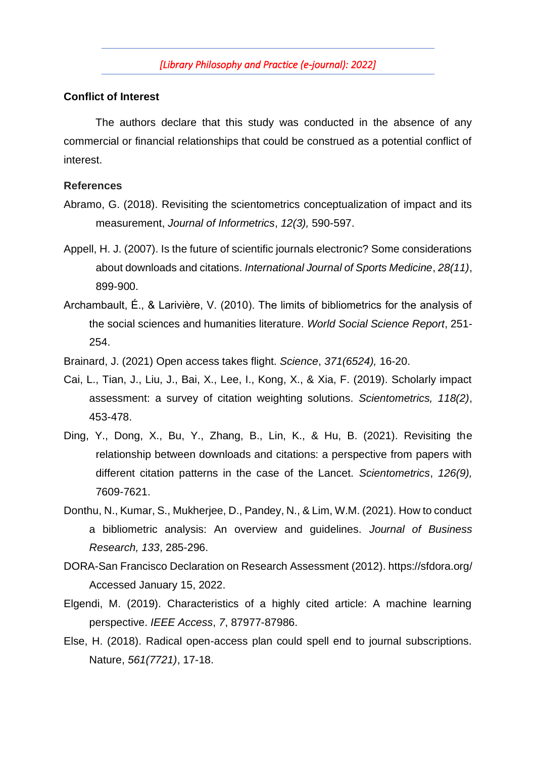## Conflict of Interest

The authors declare that this study was conducted in the absence of any commercial or financial relationships that could be construed as a potential conflict of interest.

## References

Abramo, G. (2018). Revisiting the scientometrics conceptualization of impact and its measurement, *Journal of Informetrics*, *12(3),* 590-597.

Appell, H. J. (2007). Is the future of scientific journals electronic? Some considerations about downloads and citations. *International Journal of Sports Medicine*, *28(11)*, 899-900.

Archambault, É., & Larivière, V. (2010). The limits of bibliometrics for the analysis of the social sciences and humanities literature. *World Social Science Report*, 251-254.

Brainard, J. (2021) Open access takes flight. *Science*, *371(6524),* 16-20.

Cai, L., Tian, J., Liu, J., Bai, X., Lee, I., Kong, X., & Xia, F. (2019). Scholarly impact assessment: a survey of citation weighting solutions. *Scientometrics, 118(2)*, 453-478.

Ding, Y., Dong, X., Bu, Y., Zhang, B., Lin, K., & Hu, B. (2021). Revisiting the relationship between downloads and citations: a perspective from papers with different citation patterns in the case of the Lancet. *Scientometrics*, *126(9),* 7609-7621.

Donthu, N., Kumar, S., Mukherjee, D., Pandey, N., & Lim, W.M. (2021). How to conduct a bibliometric analysis: An overview and guidelines. *Journal of Business Research, 133*, 285-296.

DORA-San Francisco Declaration on Research Assessment (2012). https://sfdora.org/ Accessed January 15, 2022.

Elgendi, M. (2019). Characteristics of a highly cited article: A machine learning perspective. *IEEE Access*, *7*, 87977-87986.

Else, H. (2018). Radical open-access plan could spell end to journal subscriptions. Nature, *561(7721)*, 17-18.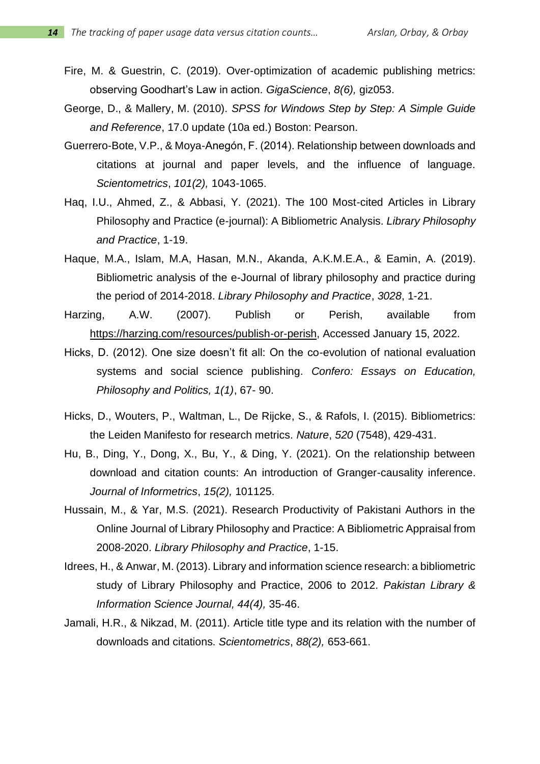Fire, M. & Guestrin, C. (2019). Over-optimization of academic publishing metrics: observing Goodhart's Law in action. *GigaScience*, *8(6),* giz053.

George, D., & Mallery, M. (2010). *SPSS for Windows Step by Step: A Simple Guide and Reference*, 17.0 update (10a ed.) Boston: Pearson.

Guerrero-Bote, V.P., & Moya-Anegón, F. (2014). Relationship between downloads and citations at journal and paper levels, and the influence of language. *Scientometrics*, *101(2),* 1043-1065.

Haq, I.U., Ahmed, Z., & Abbasi, Y. (2021). The 100 Most-cited Articles in Library Philosophy and Practice (e-journal): A Bibliometric Analysis. *Library Philosophy and Practice*, 1-19.

Haque, M.A., Islam, M.A, Hasan, M.N., Akanda, A.K.M.E.A., & Eamin, A. (2019). Bibliometric analysis of the e-Journal of library philosophy and practice during the period of 2014-2018. *Library Philosophy and Practice*, *3028*, 1-21.

Harzing, A.W. (2007). Publish or Perish, available from https://harzing.com/resources/publish-or-perish, Accessed January 15, 2022.

Hicks, D. (2012). One size doesn't fit all: On the co-evolution of national evaluation systems and social science publishing. *Confero: Essays on Education, Philosophy and Politics, 1(1)*, 67- 90.

Hicks, D., Wouters, P., Waltman, L., De Rijcke, S., & Rafols, I. (2015). Bibliometrics: the Leiden Manifesto for research metrics. *Nature*, *520* (7548), 429-431.

Hu, B., Ding, Y., Dong, X., Bu, Y., & Ding, Y. (2021). On the relationship between download and citation counts: An introduction of Granger-causality inference. *Journal of Informetrics*, *15(2),* 101125.

Hussain, M., & Yar, M.S. (2021). Research Productivity of Pakistani Authors in the Online Journal of Library Philosophy and Practice: A Bibliometric Appraisal from 2008-2020. *Library Philosophy and Practice*, 1-15.

Idrees, H., & Anwar, M. (2013). Library and information science research: a bibliometric study of Library Philosophy and Practice, 2006 to 2012. *Pakistan Library & Information Science Journal, 44(4),* 35-46.

Jamali, H.R., & Nikzad, M. (2011). Article title type and its relation with the number of downloads and citations. *Scientometrics*, *88(2),* 653-661.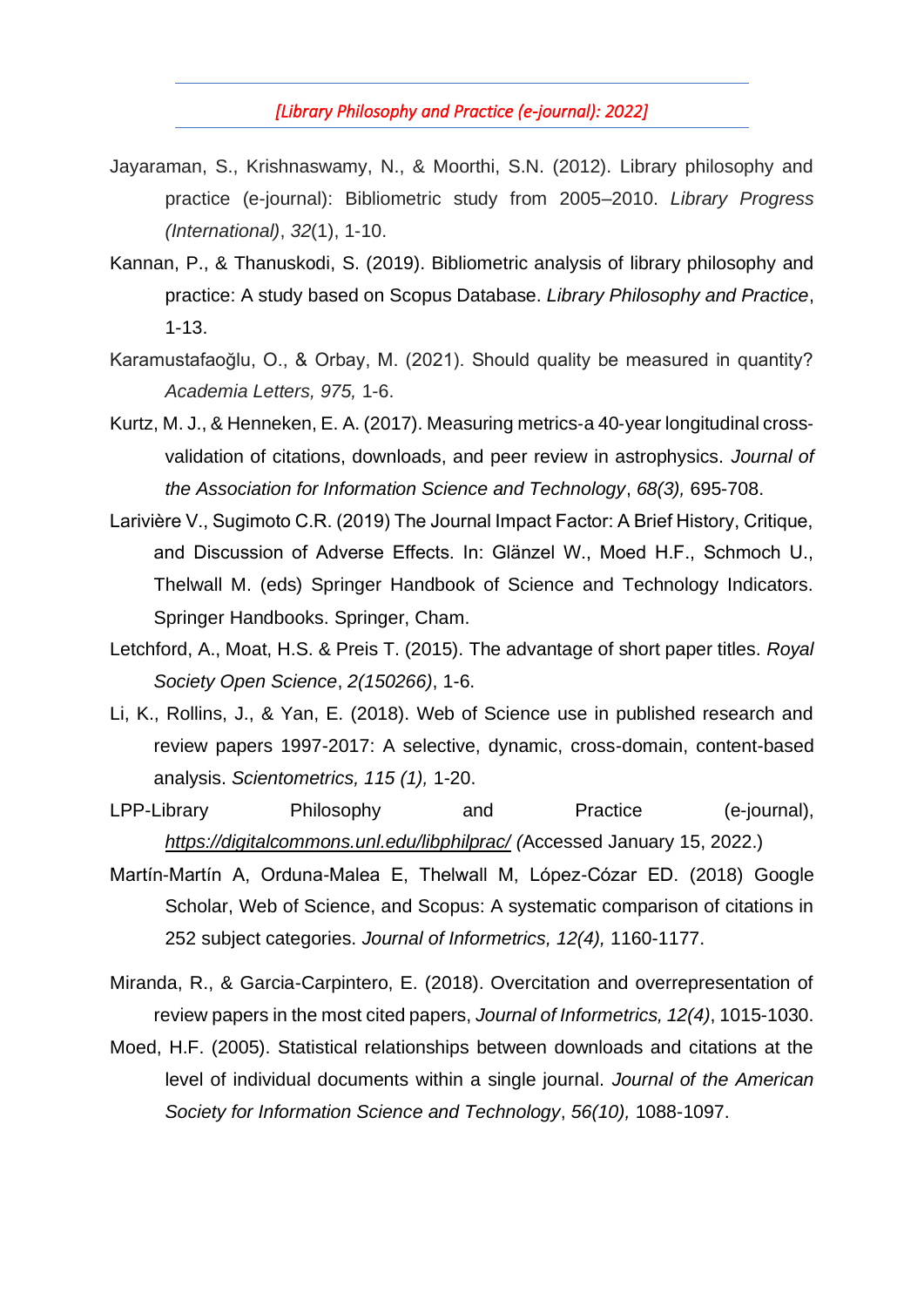Jayaraman, S., Krishnaswamy, N., & Moorthi, S.N. (2012). Library philosophy and practice (e-journal): Bibliometric study from 2005–2010. *Library Progress (International)*, *32*(1), 1-10.

Kannan, P., & Thanuskodi, S. (2019). Bibliometric analysis of library philosophy and practice: A study based on Scopus Database. *Library Philosophy and Practice*, 1-13.

Karamustafaoğlu, O., & Orbay, M. (2021). Should quality be measured in quantity? *Academia Letters, 975,* 1-6.

Kurtz, M. J., & Henneken, E. A. (2017). Measuring metrics-a 40-year longitudinal cross-validation of citations, downloads, and peer review in astrophysics. *Journal of the Association for Information Science and Technology*, *68(3),* 695-708.

Larivière V., Sugimoto C.R. (2019) The Journal Impact Factor: A Brief History, Critique, and Discussion of Adverse Effects. In: Glänzel W., Moed H.F., Schmoch U., Thelwall M. (eds) Springer Handbook of Science and Technology Indicators. Springer Handbooks. Springer, Cham.

Letchford, A., Moat, H.S. & Preis T. (2015). The advantage of short paper titles. *Royal Society Open Science*, *2(150266)*, 1-6.

Li, K., Rollins, J., & Yan, E. (2018). Web of Science use in published research and review papers 1997-2017: A selective, dynamic, cross-domain, content-based analysis. *Scientometrics, 115 (1),* 1-20.

LPP-Library Philosophy and Practice (e-journal), *https://digitalcommons.unl.edu/libphilprac/ (*Accessed January 15, 2022.)

Martín-Martín A, Orduna-Malea E, Thelwall M, López-Cózar ED. (2018) Google Scholar, Web of Science, and Scopus: A systematic comparison of citations in 252 subject categories. *Journal of Informetrics, 12(4),* 1160-1177.

Miranda, R., & Garcia-Carpintero, E. (2018). Overcitation and overrepresentation of review papers in the most cited papers, *Journal of Informetrics, 12(4)*, 1015-1030.

Moed, H.F. (2005). Statistical relationships between downloads and citations at the level of individual documents within a single journal. *Journal of the American Society for Information Science and Technology*, *56(10),* 1088-1097.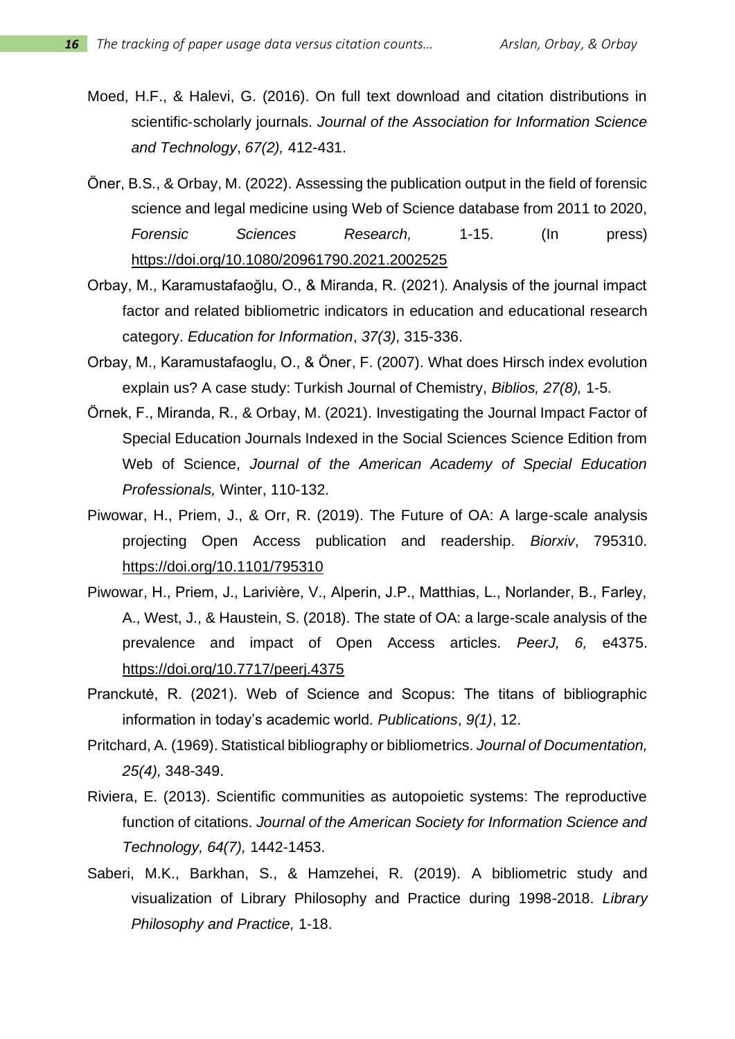Moed, H.F., & Halevi, G. (2016). On full text download and citation distributions in scientific-scholarly journals. *Journal of the Association for Information Science and Technology*, *67(2),* 412-431.

Öner, B.S., & Orbay, M. (2022). Assessing the publication output in the field of forensic science and legal medicine using Web of Science database from 2011 to 2020, *Forensic Sciences Research,* 1-15. (In press) https://doi.org/10.1080/20961790.2021.2002525

Orbay, M., Karamustafaoğlu, O., & Miranda, R. (2021). Analysis of the journal impact factor and related bibliometric indicators in education and educational research category. *Education for Information*, *37(3)*, 315-336.

Orbay, M., Karamustafaoglu, O., & Öner, F. (2007). What does Hirsch index evolution explain us? A case study: Turkish Journal of Chemistry, *Biblios, 27(8),* 1-5.

Örnek, F., Miranda, R., & Orbay, M. (2021). Investigating the Journal Impact Factor of Special Education Journals Indexed in the Social Sciences Science Edition from Web of Science, *Journal of the American Academy of Special Education Professionals,* Winter, 110-132.

Piwowar, H., Priem, J., & Orr, R. (2019). The Future of OA: A large-scale analysis projecting Open Access publication and readership. *Biorxiv*, 795310. https://doi.org/10.1101/795310

Piwowar, H., Priem, J., Larivière, V., Alperin, J.P., Matthias, L., Norlander, B., Farley, A., West, J., & Haustein, S. (2018). The state of OA: a large-scale analysis of the prevalence and impact of Open Access articles. *PeerJ, 6,* e4375. https://doi.org/10.7717/peerj.4375

Pranckutė, R. (2021). Web of Science and Scopus: The titans of bibliographic information in today's academic world. *Publications*, *9(1)*, 12.

Pritchard, A. (1969). Statistical bibliography or bibliometrics. *Journal of Documentation, 25(4),* 348-349.

Riviera, E. (2013). Scientific communities as autopoietic systems: The reproductive function of citations. *Journal of the American Society for Information Science and Technology, 64(7),* 1442-1453.

Saberi, M.K., Barkhan, S., & Hamzehei, R. (2019). A bibliometric study and visualization of Library Philosophy and Practice during 1998-2018. *Library Philosophy and Practice,* 1-18.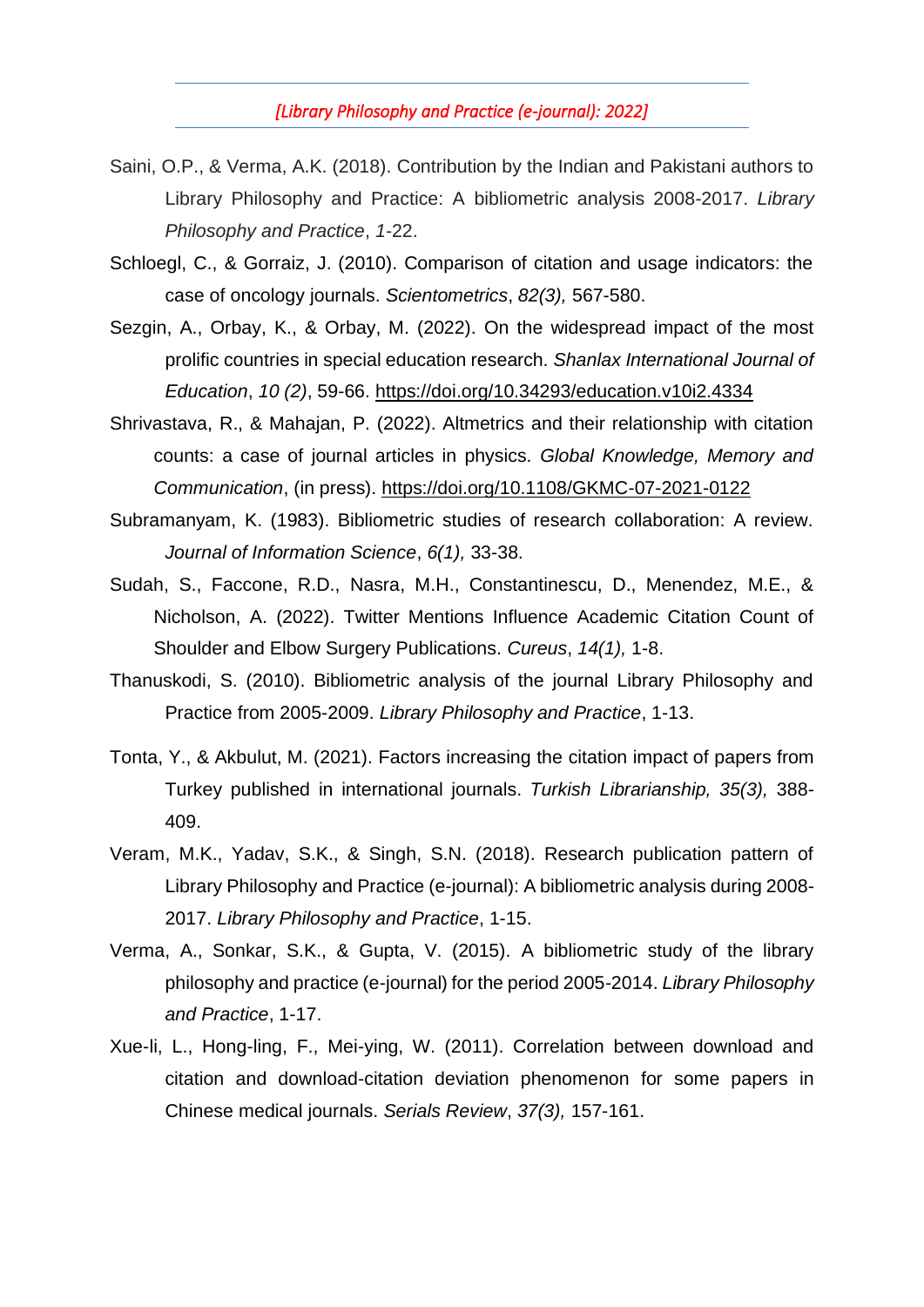Saini, O.P., & Verma, A.K. (2018). Contribution by the Indian and Pakistani authors to Library Philosophy and Practice: A bibliometric analysis 2008-2017. *Library Philosophy and Practice*, *1*-22.

Schloegl, C., & Gorraiz, J. (2010). Comparison of citation and usage indicators: the case of oncology journals. *Scientometrics*, *82(3),* 567-580.

Sezgin, A., Orbay, K., & Orbay, M. (2022). On the widespread impact of the most prolific countries in special education research. *Shanlax International Journal of Education*, *10 (2)*, 59-66. https://doi.org/10.34293/education.v10i2.4334

Shrivastava, R., & Mahajan, P. (2022). Altmetrics and their relationship with citation counts: a case of journal articles in physics. *Global Knowledge, Memory and Communication*, (in press). https://doi.org/10.1108/GKMC-07-2021-0122

Subramanyam, K. (1983). Bibliometric studies of research collaboration: A review. *Journal of Information Science*, *6(1),* 33-38.

Sudah, S., Faccone, R.D., Nasra, M.H., Constantinescu, D., Menendez, M.E., & Nicholson, A. (2022). Twitter Mentions Influence Academic Citation Count of Shoulder and Elbow Surgery Publications. *Cureus*, *14(1),* 1-8.

Thanuskodi, S. (2010). Bibliometric analysis of the journal Library Philosophy and Practice from 2005-2009. *Library Philosophy and Practice*, 1-13.

Tonta, Y., & Akbulut, M. (2021). Factors increasing the citation impact of papers from Turkey published in international journals. *Turkish Librarianship, 35(3),* 388-409.

Veram, M.K., Yadav, S.K., & Singh, S.N. (2018). Research publication pattern of Library Philosophy and Practice (e-journal): A bibliometric analysis during 2008-2017. *Library Philosophy and Practice*, 1-15.

Verma, A., Sonkar, S.K., & Gupta, V. (2015). A bibliometric study of the library philosophy and practice (e-journal) for the period 2005-2014. *Library Philosophy and Practice*, 1-17.

Xue-li, L., Hong-ling, F., Mei-ying, W. (2011). Correlation between download and citation and download-citation deviation phenomenon for some papers in Chinese medical journals. *Serials Review*, *37(3),* 157-161.